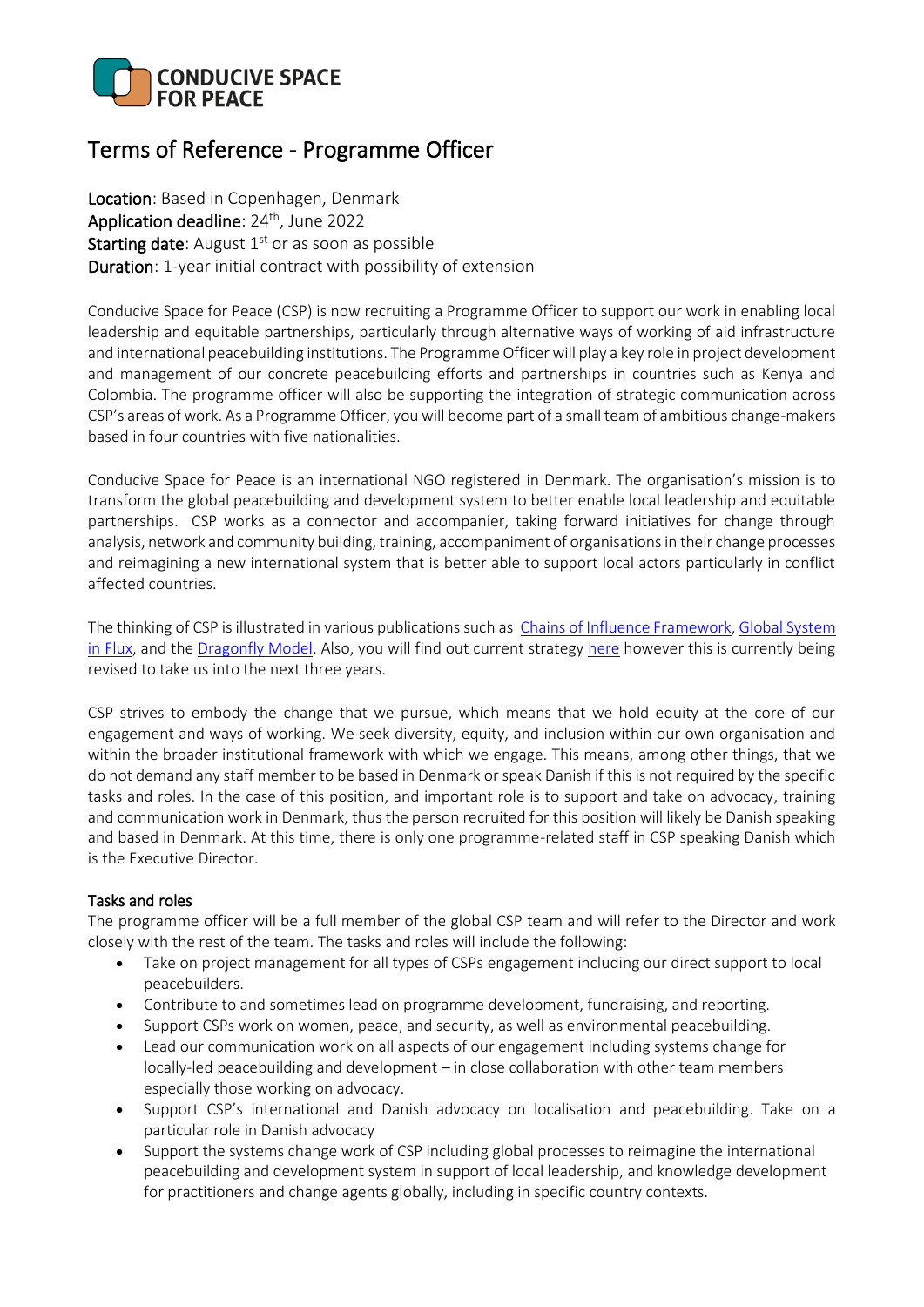**CONDUCIVE SPACE FOR PEACE**

# Terms of Reference - Programme Officer

**Location**: Based in Copenhagen, Denmark
**Application deadline**: 24th, June 2022
**Starting date**: August 1st or as soon as possible
**Duration**: 1-year initial contract with possibility of extension

Conducive Space for Peace (CSP) is now recruiting a Programme Officer to support our work in enabling local leadership and equitable partnerships, particularly through alternative ways of working of aid infrastructure and international peacebuilding institutions. The Programme Officer will play a key role in project development and management of our concrete peacebuilding efforts and partnerships in countries such as Kenya and Colombia. The programme officer will also be supporting the integration of strategic communication across CSP's areas of work. As a Programme Officer, you will become part of a small team of ambitious change-makers based in four countries with five nationalities.

Conducive Space for Peace is an international NGO registered in Denmark. The organisation's mission is to transform the global peacebuilding and development system to better enable local leadership and equitable partnerships. CSP works as a connector and accompanier, taking forward initiatives for change through analysis, network and community building, training, accompaniment of organisations in their change processes and reimagining a new international system that is better able to support local actors particularly in conflict affected countries.

The thinking of CSP is illustrated in various publications such as [Chains of Influence Framework](), [Global System in Flux](), and the [Dragonfly Model](). Also, you will find out current strategy [here]() however this is currently being revised to take us into the next three years.

CSP strives to embody the change that we pursue, which means that we hold equity at the core of our engagement and ways of working. We seek diversity, equity, and inclusion within our own organisation and within the broader institutional framework with which we engage. This means, among other things, that we do not demand any staff member to be based in Denmark or speak Danish if this is not required by the specific tasks and roles. In the case of this position, and important role is to support and take on advocacy, training and communication work in Denmark, thus the person recruited for this position will likely be Danish speaking and based in Denmark. At this time, there is only one programme-related staff in CSP speaking Danish which is the Executive Director.

## Tasks and roles

The programme officer will be a full member of the global CSP team and will refer to the Director and work closely with the rest of the team. The tasks and roles will include the following:

- Take on project management for all types of CSPs engagement including our direct support to local peacebuilders.
- Contribute to and sometimes lead on programme development, fundraising, and reporting.
- Support CSPs work on women, peace, and security, as well as environmental peacebuilding.
- Lead our communication work on all aspects of our engagement including systems change for locally-led peacebuilding and development – in close collaboration with other team members especially those working on advocacy.
- Support CSP's international and Danish advocacy on localisation and peacebuilding. Take on a particular role in Danish advocacy
- Support the systems change work of CSP including global processes to reimagine the international peacebuilding and development system in support of local leadership, and knowledge development for practitioners and change agents globally, including in specific country contexts.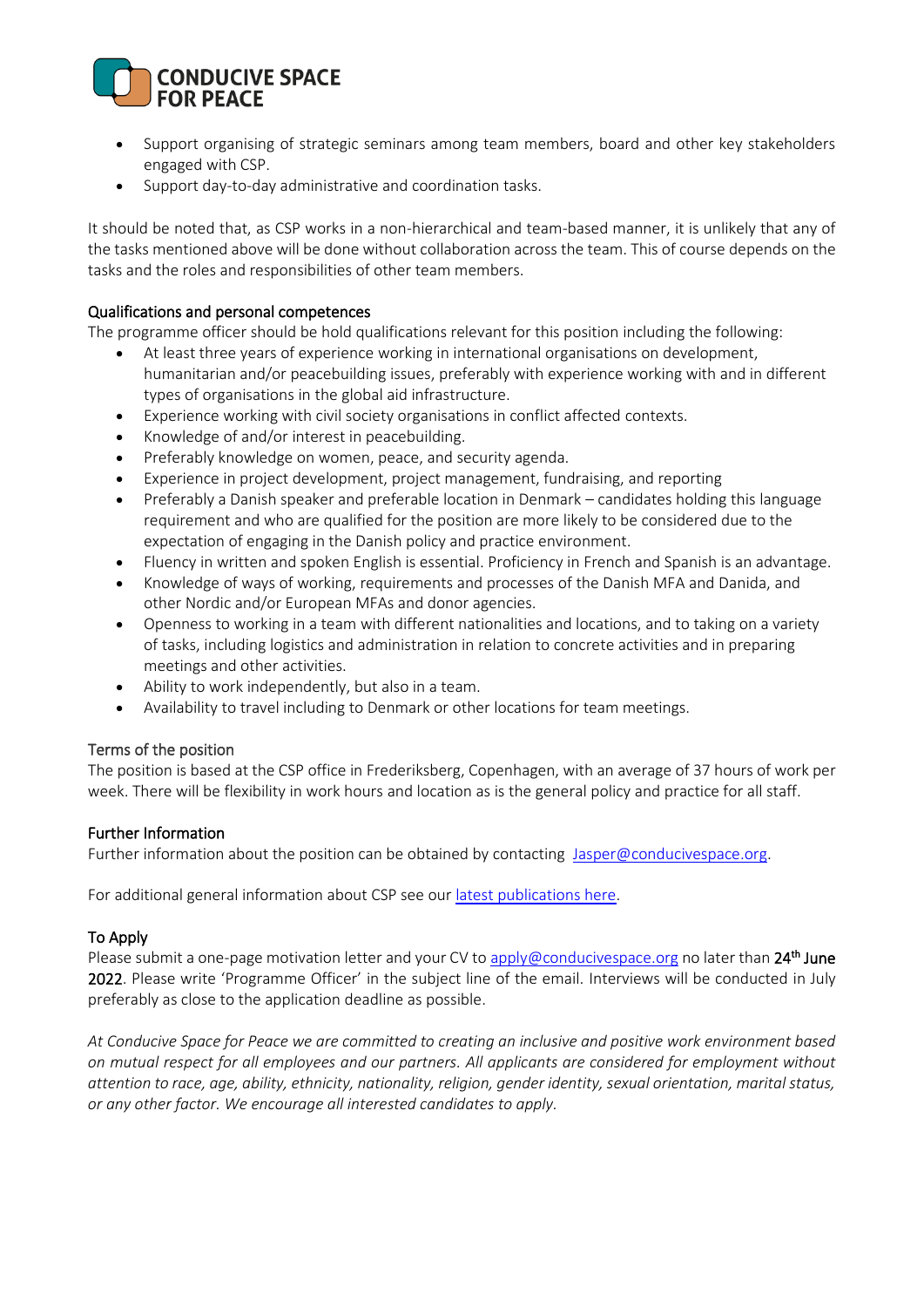- Support organising of strategic seminars among team members, board and other key stakeholders engaged with CSP.
- Support day-to-day administrative and coordination tasks.

It should be noted that, as CSP works in a non-hierarchical and team-based manner, it is unlikely that any of the tasks mentioned above will be done without collaboration across the team. This of course depends on the tasks and the roles and responsibilities of other team members.

## Qualifications and personal competences

The programme officer should be hold qualifications relevant for this position including the following:

- At least three years of experience working in international organisations on development, humanitarian and/or peacebuilding issues, preferably with experience working with and in different types of organisations in the global aid infrastructure.
- Experience working with civil society organisations in conflict affected contexts.
- Knowledge of and/or interest in peacebuilding.
- Preferably knowledge on women, peace, and security agenda.
- Experience in project development, project management, fundraising, and reporting
- Preferably a Danish speaker and preferable location in Denmark – candidates holding this language requirement and who are qualified for the position are more likely to be considered due to the expectation of engaging in the Danish policy and practice environment.
- Fluency in written and spoken English is essential. Proficiency in French and Spanish is an advantage.
- Knowledge of ways of working, requirements and processes of the Danish MFA and Danida, and other Nordic and/or European MFAs and donor agencies.
- Openness to working in a team with different nationalities and locations, and to taking on a variety of tasks, including logistics and administration in relation to concrete activities and in preparing meetings and other activities.
- Ability to work independently, but also in a team.
- Availability to travel including to Denmark or other locations for team meetings.

## Terms of the position

The position is based at the CSP office in Frederiksberg, Copenhagen, with an average of 37 hours of work per week. There will be flexibility in work hours and location as is the general policy and practice for all staff.

## Further Information

Further information about the position can be obtained by contacting Jasper@conducivespace.org.

For additional general information about CSP see our latest publications here.

## To Apply

Please submit a one-page motivation letter and your CV to apply@conducivespace.org no later than **24th June 2022**. Please write 'Programme Officer' in the subject line of the email. Interviews will be conducted in July preferably as close to the application deadline as possible.

*At Conducive Space for Peace we are committed to creating an inclusive and positive work environment based on mutual respect for all employees and our partners. All applicants are considered for employment without attention to race, age, ability, ethnicity, nationality, religion, gender identity, sexual orientation, marital status, or any other factor. We encourage all interested candidates to apply.*